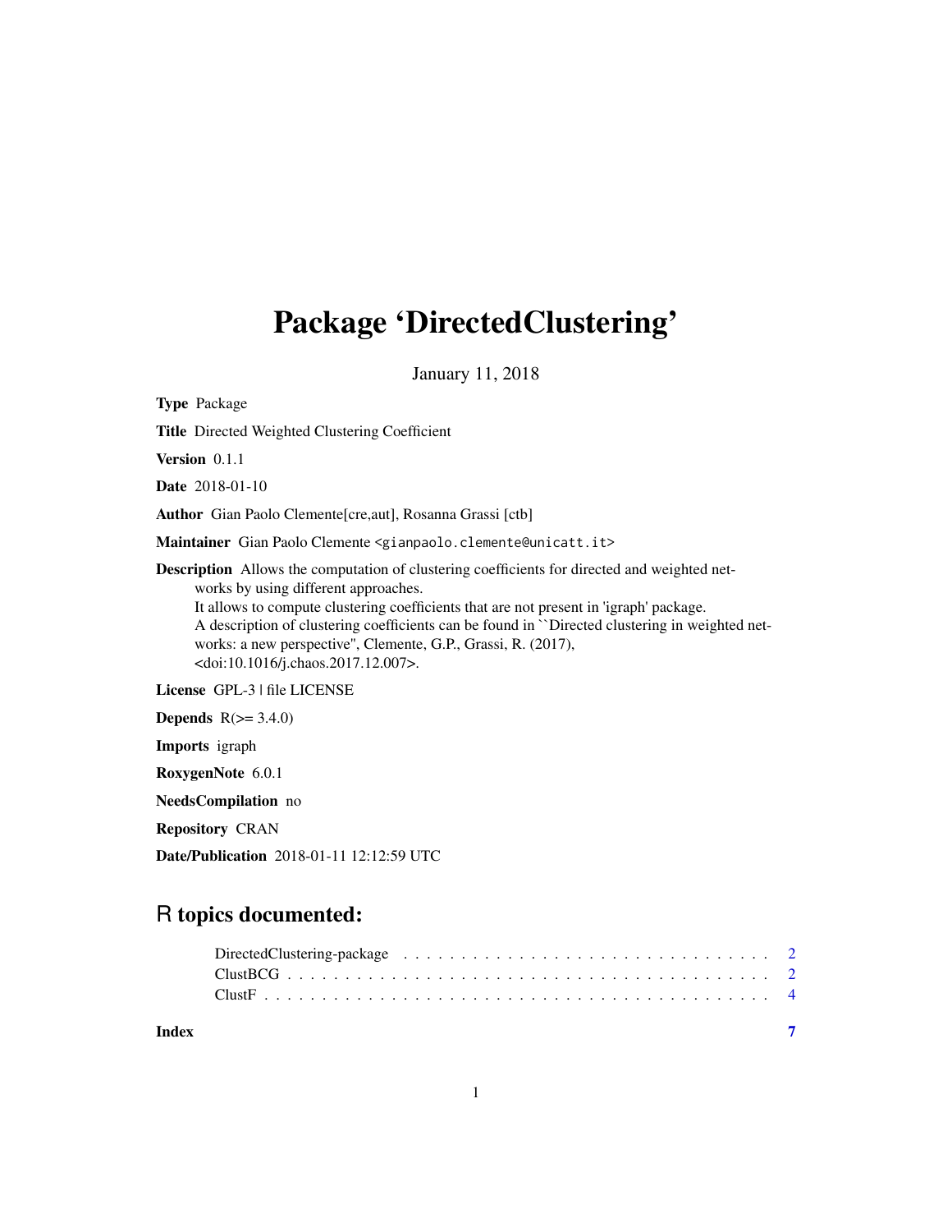# Package 'DirectedClustering'

January 11, 2018

**Type** Package

**Title** Directed Weighted Clustering Coefficient

**Version** 0.1.1

**Date** 2018-01-10

**Author** Gian Paolo Clemente[cre,aut], Rosanna Grassi [ctb]

**Maintainer** Gian Paolo Clemente <gianpaolo.clemente@unicatt.it>

**Description** Allows the computation of clustering coefficients for directed and weighted networks by using different approaches.
It allows to compute clustering coefficients that are not present in 'igraph' package.
A description of clustering coefficients can be found in ``Directed clustering in weighted networks: a new perspective'', Clemente, G.P., Grassi, R. (2017),
<doi:10.1016/j.chaos.2017.12.007>.

**License** GPL-3 | file LICENSE

**Depends** R(>= 3.4.0)

**Imports** igraph

**RoxygenNote** 6.0.1

**NeedsCompilation** no

**Repository** CRAN

**Date/Publication** 2018-01-11 12:12:59 UTC

## R topics documented:

| | |
|---|---|
| DirectedClustering-package | 2 |
| ClustBCG | 2 |
| ClustF | 4 |
| **Index** | **7** |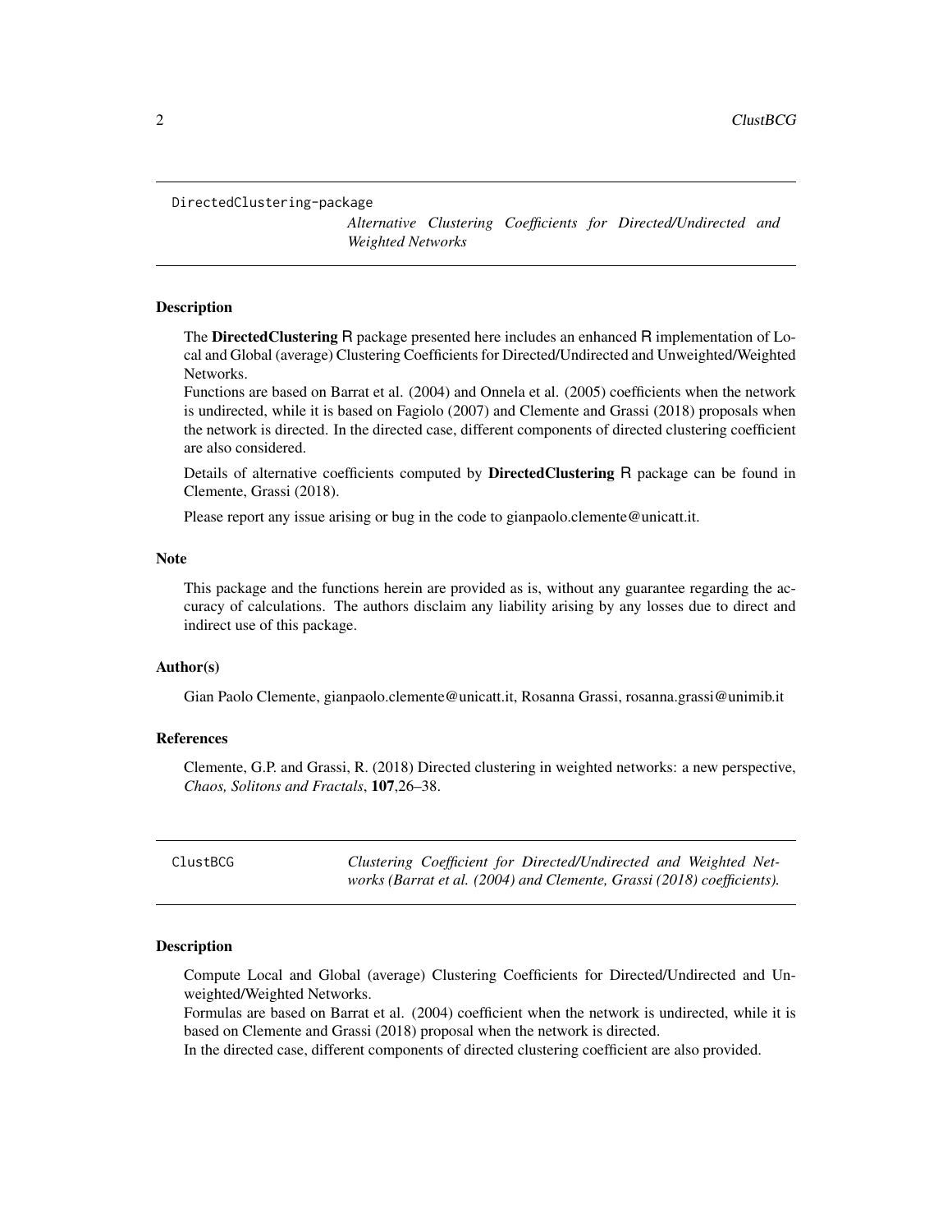## DirectedClustering-package

*Alternative Clustering Coefficients for Directed/Undirected and Weighted Networks*

### Description

The **DirectedClustering** R package presented here includes an enhanced R implementation of Local and Global (average) Clustering Coefficients for Directed/Undirected and Unweighted/Weighted Networks.
Functions are based on Barrat et al. (2004) and Onnela et al. (2005) coefficients when the network is undirected, while it is based on Fagiolo (2007) and Clemente and Grassi (2018) proposals when the network is directed. In the directed case, different components of directed clustering coefficient are also considered.

Details of alternative coefficients computed by **DirectedClustering** R package can be found in Clemente, Grassi (2018).

Please report any issue arising or bug in the code to gianpaolo.clemente@unicatt.it.

### Note

This package and the functions herein are provided as is, without any guarantee regarding the accuracy of calculations. The authors disclaim any liability arising by any losses due to direct and indirect use of this package.

### Author(s)

Gian Paolo Clemente, gianpaolo.clemente@unicatt.it, Rosanna Grassi, rosanna.grassi@unimib.it

### References

Clemente, G.P. and Grassi, R. (2018) Directed clustering in weighted networks: a new perspective, *Chaos, Solitons and Fractals*, **107**,26–38.

## ClustBCG

*Clustering Coefficient for Directed/Undirected and Weighted Networks (Barrat et al. (2004) and Clemente, Grassi (2018) coefficients).*

### Description

Compute Local and Global (average) Clustering Coefficients for Directed/Undirected and Unweighted/Weighted Networks.
Formulas are based on Barrat et al. (2004) coefficient when the network is undirected, while it is based on Clemente and Grassi (2018) proposal when the network is directed.
In the directed case, different components of directed clustering coefficient are also provided.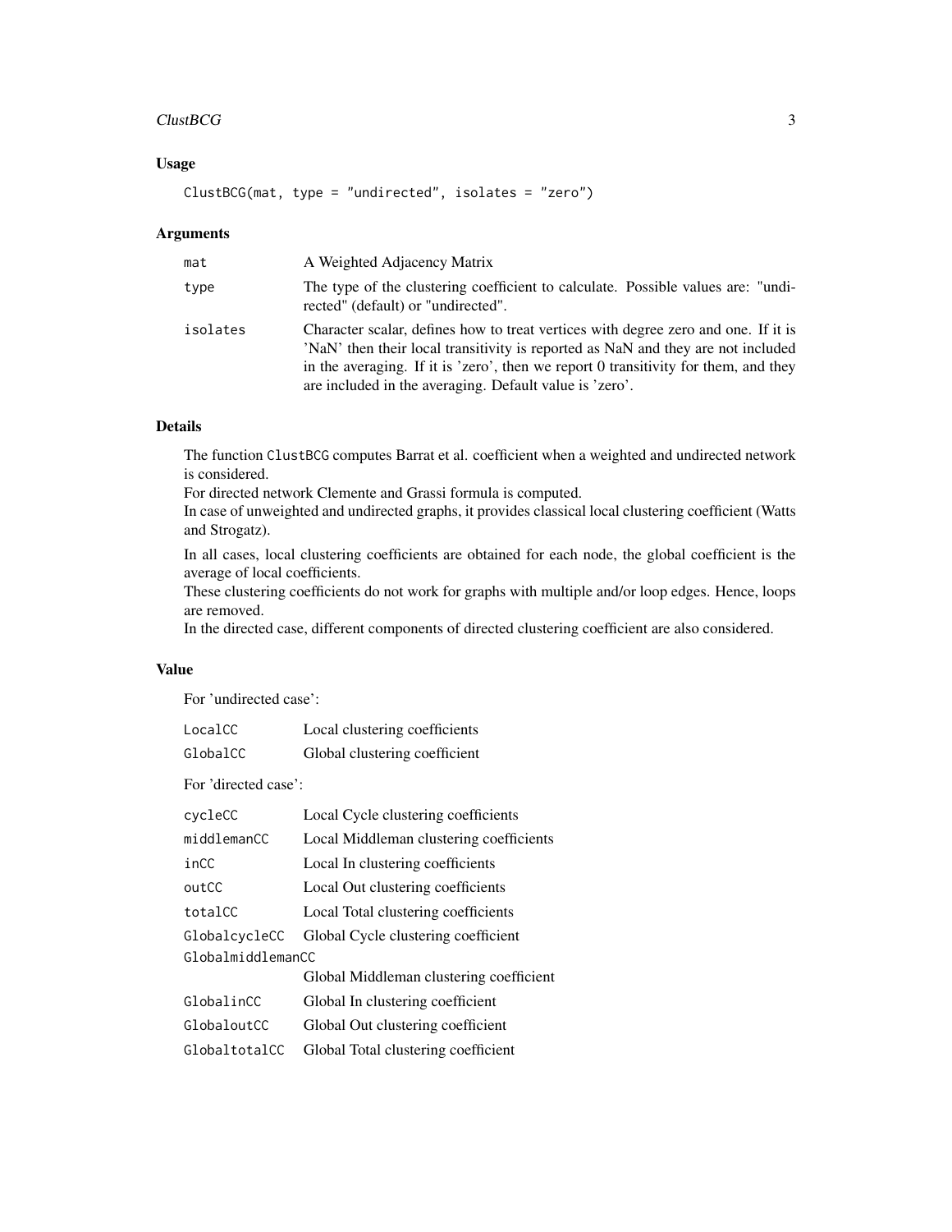## Usage

```
ClustBCG(mat, type = "undirected", isolates = "zero")
```

## Arguments

| | |
|---|---|
| mat | A Weighted Adjacency Matrix |
| type | The type of the clustering coefficient to calculate. Possible values are: "undirected" (default) or "undirected". |
| isolates | Character scalar, defines how to treat vertices with degree zero and one. If it is 'NaN' then their local transitivity is reported as NaN and they are not included in the averaging. If it is 'zero', then we report 0 transitivity for them, and they are included in the averaging. Default value is 'zero'. |

## Details

The function `ClustBCG` computes Barrat et al. coefficient when a weighted and undirected network is considered.
For directed network Clemente and Grassi formula is computed.
In case of unweighted and undirected graphs, it provides classical local clustering coefficient (Watts and Strogatz).

In all cases, local clustering coefficients are obtained for each node, the global coefficient is the average of local coefficients.
These clustering coefficients do not work for graphs with multiple and/or loop edges. Hence, loops are removed.
In the directed case, different components of directed clustering coefficient are also considered.

## Value

For 'undirected case':

| | |
|---|---|
| LocalCC | Local clustering coefficients |
| GlobalCC | Global clustering coefficient |

For 'directed case':

| | |
|---|---|
| cycleCC | Local Cycle clustering coefficients |
| middlemanCC | Local Middleman clustering coefficients |
| inCC | Local In clustering coefficients |
| outCC | Local Out clustering coefficients |
| totalCC | Local Total clustering coefficients |
| GlobalcycleCC | Global Cycle clustering coefficient |
| GlobalmiddlemanCC | Global Middleman clustering coefficient |
| GlobalinCC | Global In clustering coefficient |
| GlobaloutCC | Global Out clustering coefficient |
| GlobaltotalCC | Global Total clustering coefficient |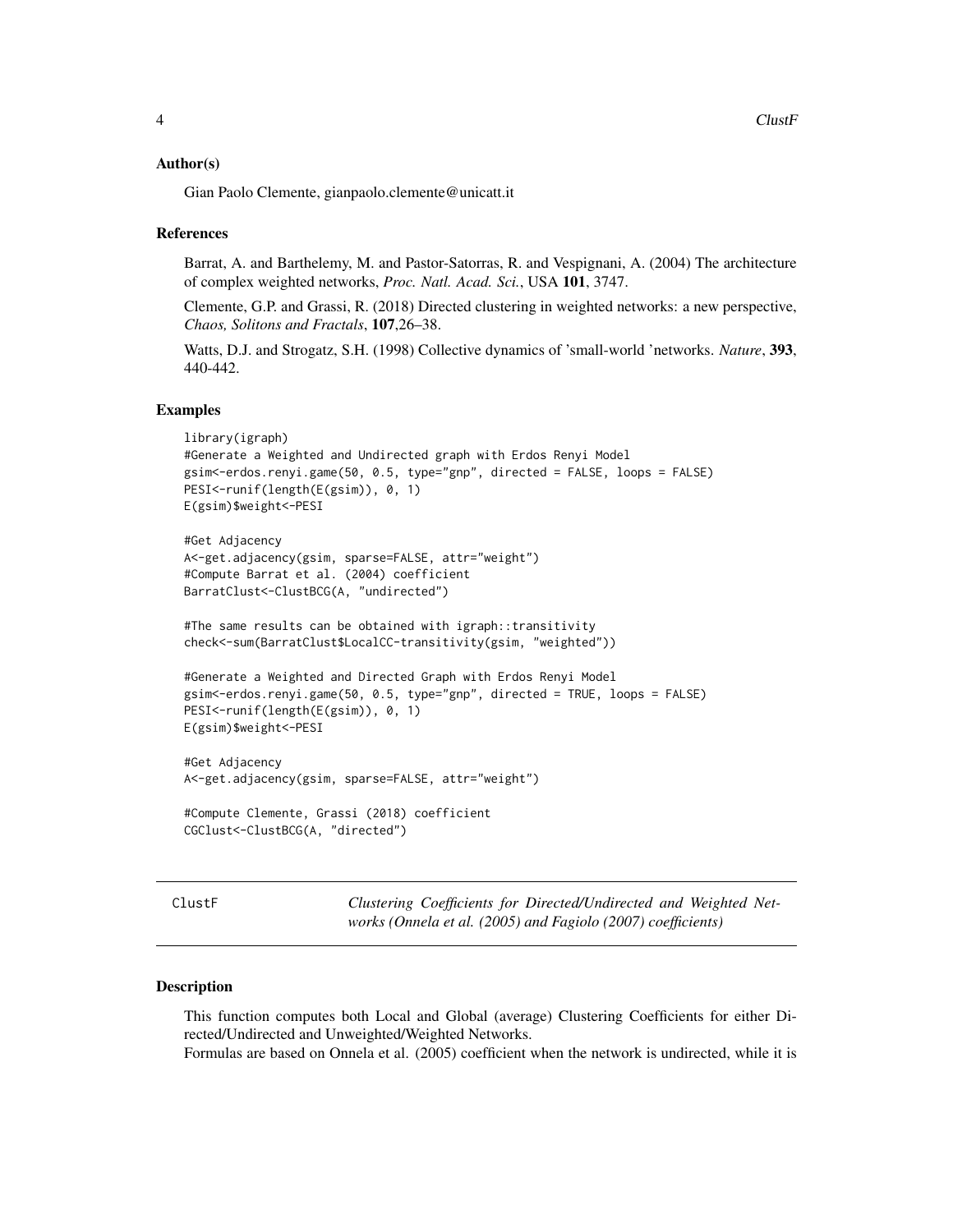### Author(s)

Gian Paolo Clemente, gianpaolo.clemente@unicatt.it

### References

Barrat, A. and Barthelemy, M. and Pastor-Satorras, R. and Vespignani, A. (2004) The architecture of complex weighted networks, *Proc. Natl. Acad. Sci.*, USA **101**, 3747.

Clemente, G.P. and Grassi, R. (2018) Directed clustering in weighted networks: a new perspective, *Chaos, Solitons and Fractals*, **107**,26–38.

Watts, D.J. and Strogatz, S.H. (1998) Collective dynamics of 'small-world 'networks. *Nature*, **393**, 440-442.

### Examples

```
library(igraph)
#Generate a Weighted and Undirected graph with Erdos Renyi Model
gsim<-erdos.renyi.game(50, 0.5, type="gnp", directed = FALSE, loops = FALSE)
PESI<-runif(length(E(gsim)), 0, 1)
E(gsim)$weight<-PESI

#Get Adjacency
A<-get.adjacency(gsim, sparse=FALSE, attr="weight")
#Compute Barrat et al. (2004) coefficient
BarratClust<-ClustBCG(A, "undirected")

#The same results can be obtained with igraph::transitivity
check<-sum(BarratClust$LocalCC-transitivity(gsim, "weighted"))

#Generate a Weighted and Directed Graph with Erdos Renyi Model
gsim<-erdos.renyi.game(50, 0.5, type="gnp", directed = TRUE, loops = FALSE)
PESI<-runif(length(E(gsim)), 0, 1)
E(gsim)$weight<-PESI

#Get Adjacency
A<-get.adjacency(gsim, sparse=FALSE, attr="weight")

#Compute Clemente, Grassi (2018) coefficient
CGClust<-ClustBCG(A, "directed")
```

---

## ClustF — *Clustering Coefficients for Directed/Undirected and Weighted Networks (Onnela et al. (2005) and Fagiolo (2007) coefficients)*

---

### Description

This function computes both Local and Global (average) Clustering Coefficients for either Directed/Undirected and Unweighted/Weighted Networks.
Formulas are based on Onnela et al. (2005) coefficient when the network is undirected, while it is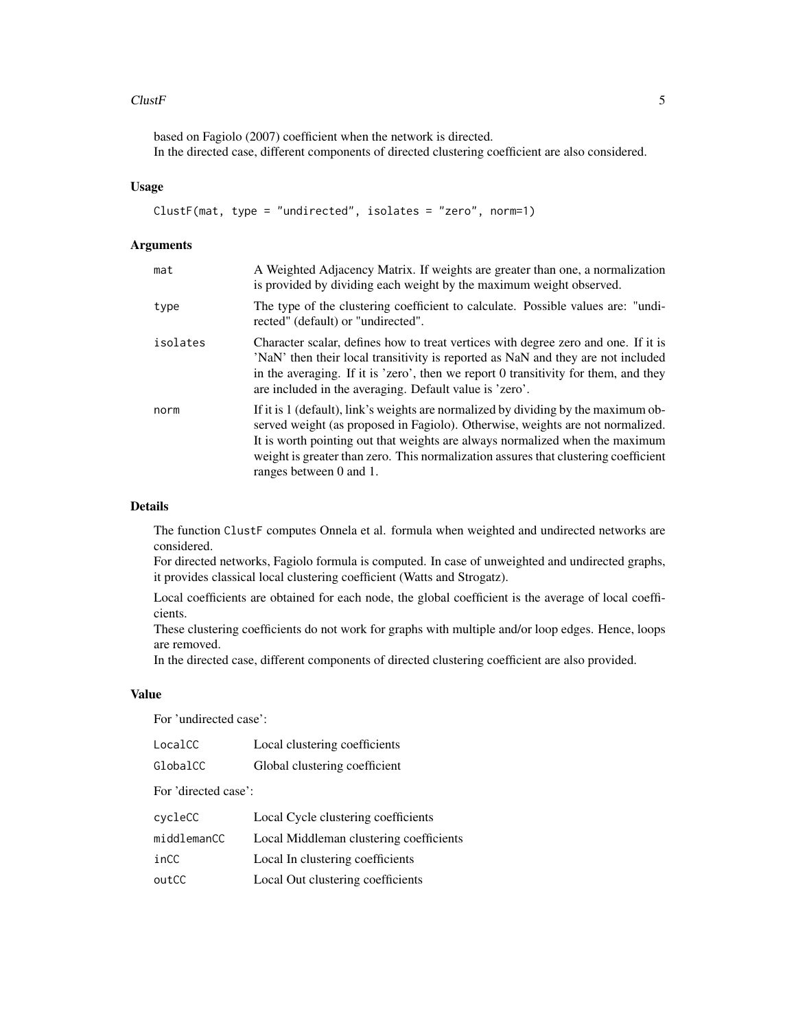based on Fagiolo (2007) coefficient when the network is directed.
In the directed case, different components of directed clustering coefficient are also considered.

### Usage

```
ClustF(mat, type = "undirected", isolates = "zero", norm=1)
```

### Arguments

| | |
|---|---|
| mat | A Weighted Adjacency Matrix. If weights are greater than one, a normalization is provided by dividing each weight by the maximum weight observed. |
| type | The type of the clustering coefficient to calculate. Possible values are: "undirected" (default) or "undirected". |
| isolates | Character scalar, defines how to treat vertices with degree zero and one. If it is 'NaN' then their local transitivity is reported as NaN and they are not included in the averaging. If it is 'zero', then we report 0 transitivity for them, and they are included in the averaging. Default value is 'zero'. |
| norm | If it is 1 (default), link's weights are normalized by dividing by the maximum observed weight (as proposed in Fagiolo). Otherwise, weights are not normalized. It is worth pointing out that weights are always normalized when the maximum weight is greater than zero. This normalization assures that clustering coefficient ranges between 0 and 1. |

### Details

The function ClustF computes Onnela et al. formula when weighted and undirected networks are considered.
For directed networks, Fagiolo formula is computed. In case of unweighted and undirected graphs, it provides classical local clustering coefficient (Watts and Strogatz).

Local coefficients are obtained for each node, the global coefficient is the average of local coefficients.
These clustering coefficients do not work for graphs with multiple and/or loop edges. Hence, loops are removed.
In the directed case, different components of directed clustering coefficient are also provided.

### Value

For 'undirected case':

| | |
|---|---|
| LocalCC | Local clustering coefficients |
| GlobalCC | Global clustering coefficient |

For 'directed case':

| | |
|---|---|
| cycleCC | Local Cycle clustering coefficients |
| middlemanCC | Local Middleman clustering coefficients |
| inCC | Local In clustering coefficients |
| outCC | Local Out clustering coefficients |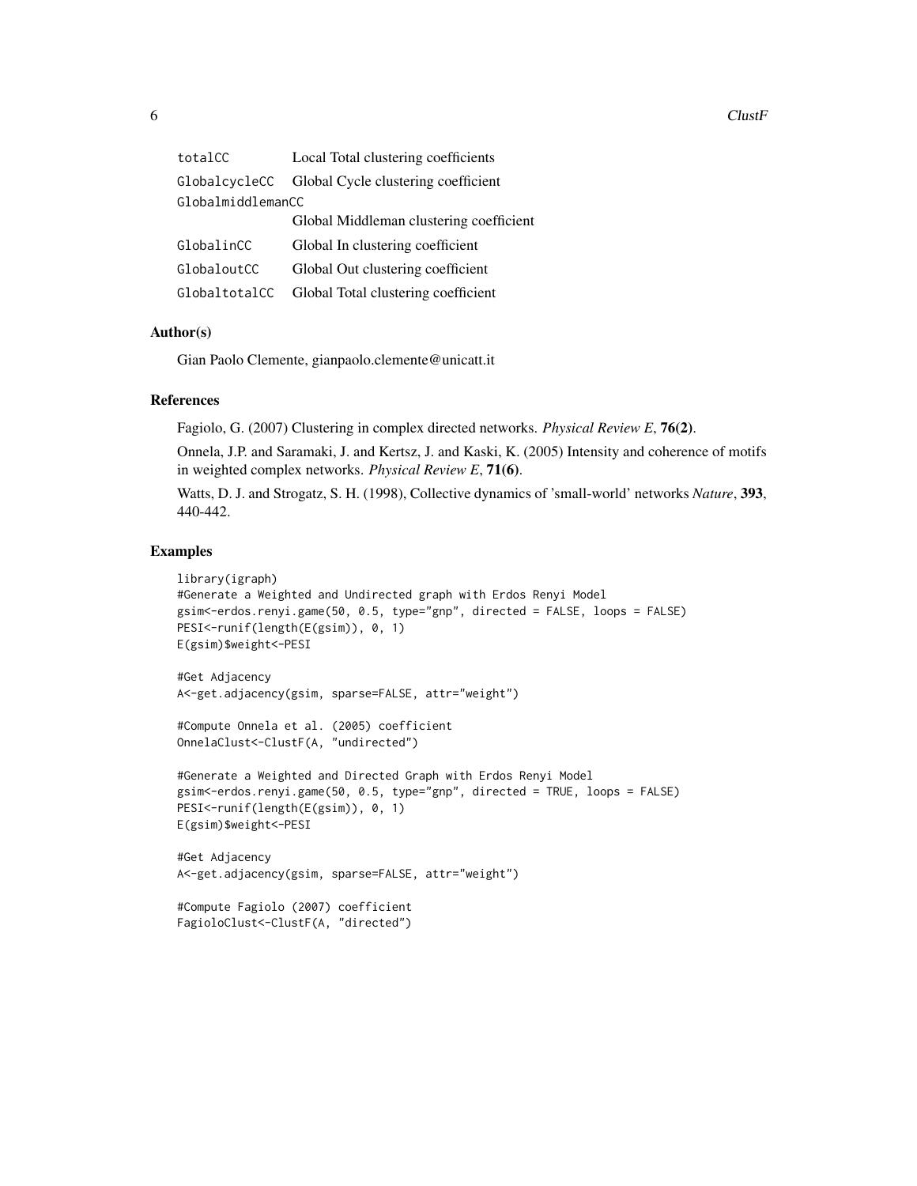| | |
|---|---|
| totalCC | Local Total clustering coefficients |
| GlobalcycleCC | Global Cycle clustering coefficient |
| GlobalmiddlemanCC | Global Middleman clustering coefficient |
| GlobalinCC | Global In clustering coefficient |
| GlobaloutCC | Global Out clustering coefficient |
| GlobaltotalCC | Global Total clustering coefficient |

### Author(s)

Gian Paolo Clemente, gianpaolo.clemente@unicatt.it

### References

Fagiolo, G. (2007) Clustering in complex directed networks. *Physical Review E*, **76(2)**.

Onnela, J.P. and Saramaki, J. and Kertsz, J. and Kaski, K. (2005) Intensity and coherence of motifs in weighted complex networks. *Physical Review E*, **71(6)**.

Watts, D. J. and Strogatz, S. H. (1998), Collective dynamics of 'small-world' networks *Nature*, **393**, 440-442.

### Examples

```
library(igraph)
#Generate a Weighted and Undirected graph with Erdos Renyi Model
gsim<-erdos.renyi.game(50, 0.5, type="gnp", directed = FALSE, loops = FALSE)
PESI<-runif(length(E(gsim)), 0, 1)
E(gsim)$weight<-PESI

#Get Adjacency
A<-get.adjacency(gsim, sparse=FALSE, attr="weight")

#Compute Onnela et al. (2005) coefficient
OnnelaClust<-ClustF(A, "undirected")

#Generate a Weighted and Directed Graph with Erdos Renyi Model
gsim<-erdos.renyi.game(50, 0.5, type="gnp", directed = TRUE, loops = FALSE)
PESI<-runif(length(E(gsim)), 0, 1)
E(gsim)$weight<-PESI

#Get Adjacency
A<-get.adjacency(gsim, sparse=FALSE, attr="weight")

#Compute Fagiolo (2007) coefficient
FagioloClust<-ClustF(A, "directed")
```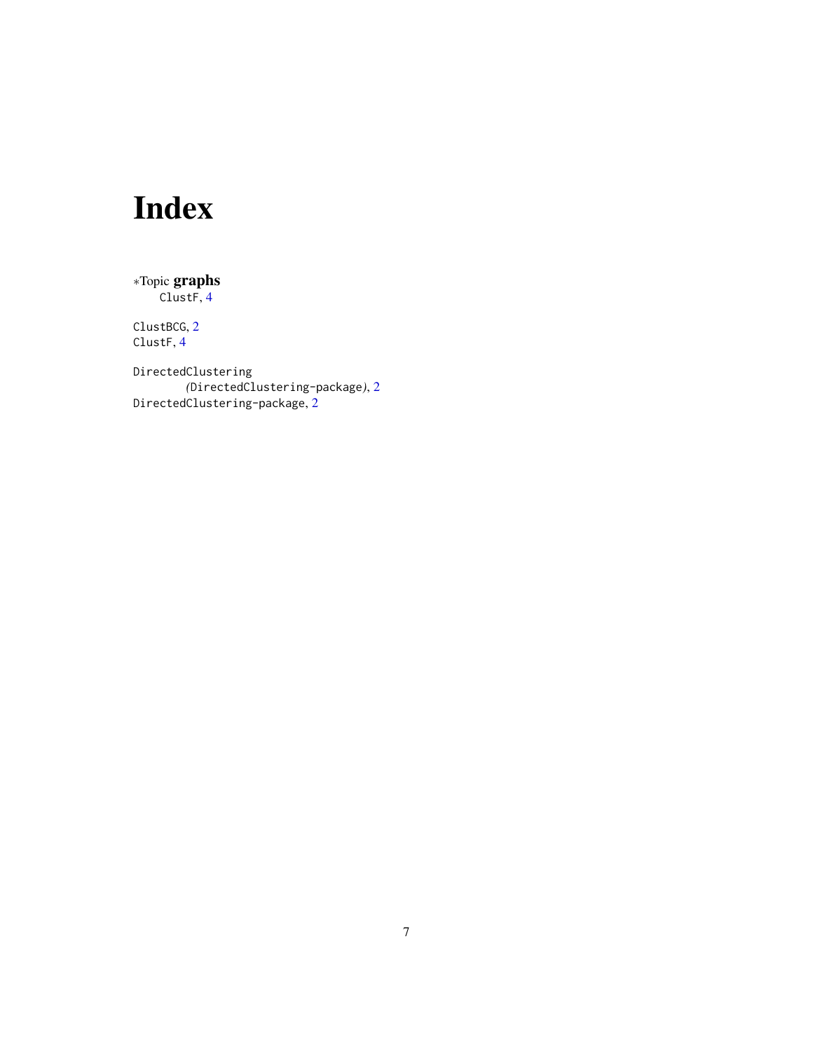# Index

*Topic **graphs**

ClustF, 4

ClustBCG, 2

ClustF, 4

DirectedClustering
(DirectedClustering-package), 2

DirectedClustering-package, 2